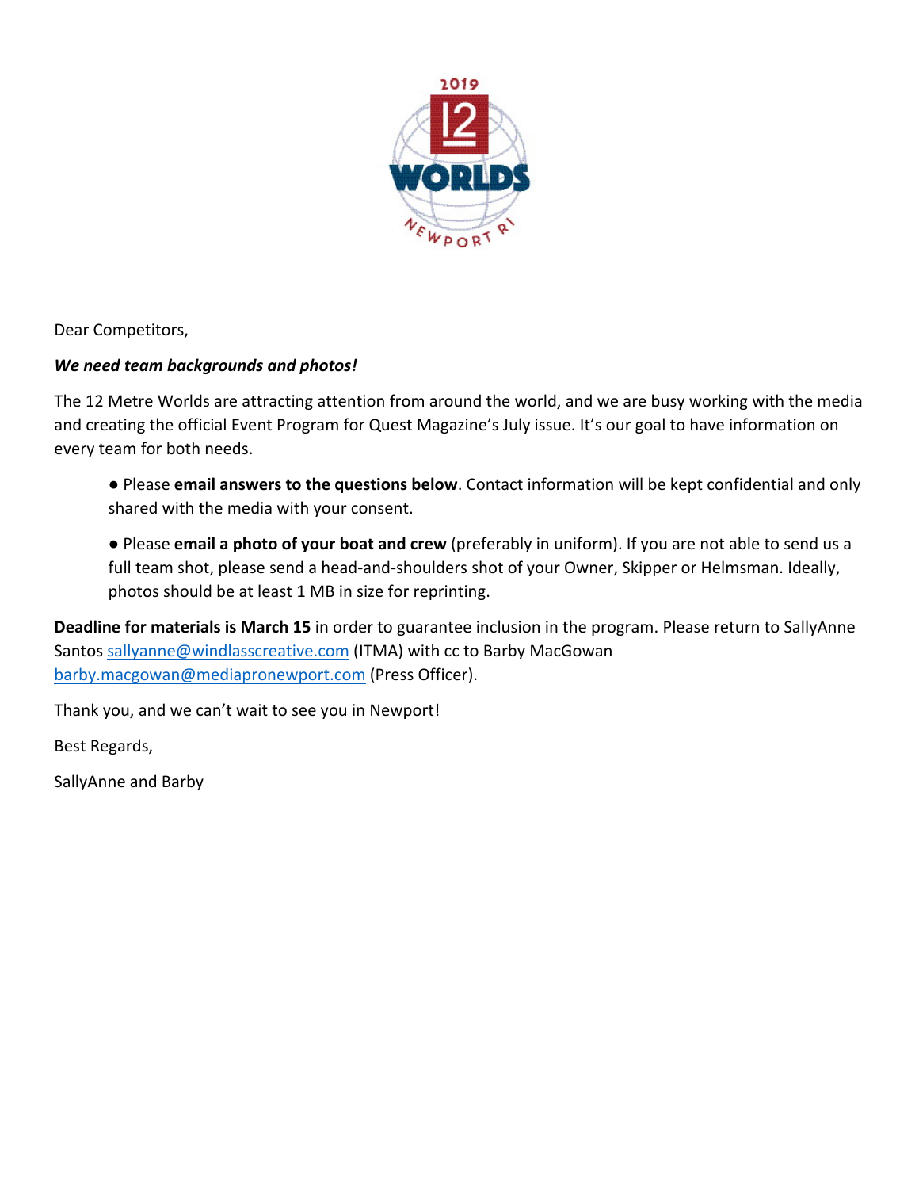Dear Competitors,

***We need team backgrounds and photos!***

The 12 Metre Worlds are attracting attention from around the world, and we are busy working with the media and creating the official Event Program for Quest Magazine's July issue. It's our goal to have information on every team for both needs.

- Please **email answers to the questions below**. Contact information will be kept confidential and only shared with the media with your consent.

- Please **email a photo of your boat and crew** (preferably in uniform). If you are not able to send us a full team shot, please send a head-and-shoulders shot of your Owner, Skipper or Helmsman. Ideally, photos should be at least 1 MB in size for reprinting.

**Deadline for materials is March 15** in order to guarantee inclusion in the program. Please return to SallyAnne Santos sallyanne@windlasscreative.com (ITMA) with cc to Barby MacGowan barby.macgowan@mediapronewport.com (Press Officer).

Thank you, and we can't wait to see you in Newport!

Best Regards,

SallyAnne and Barby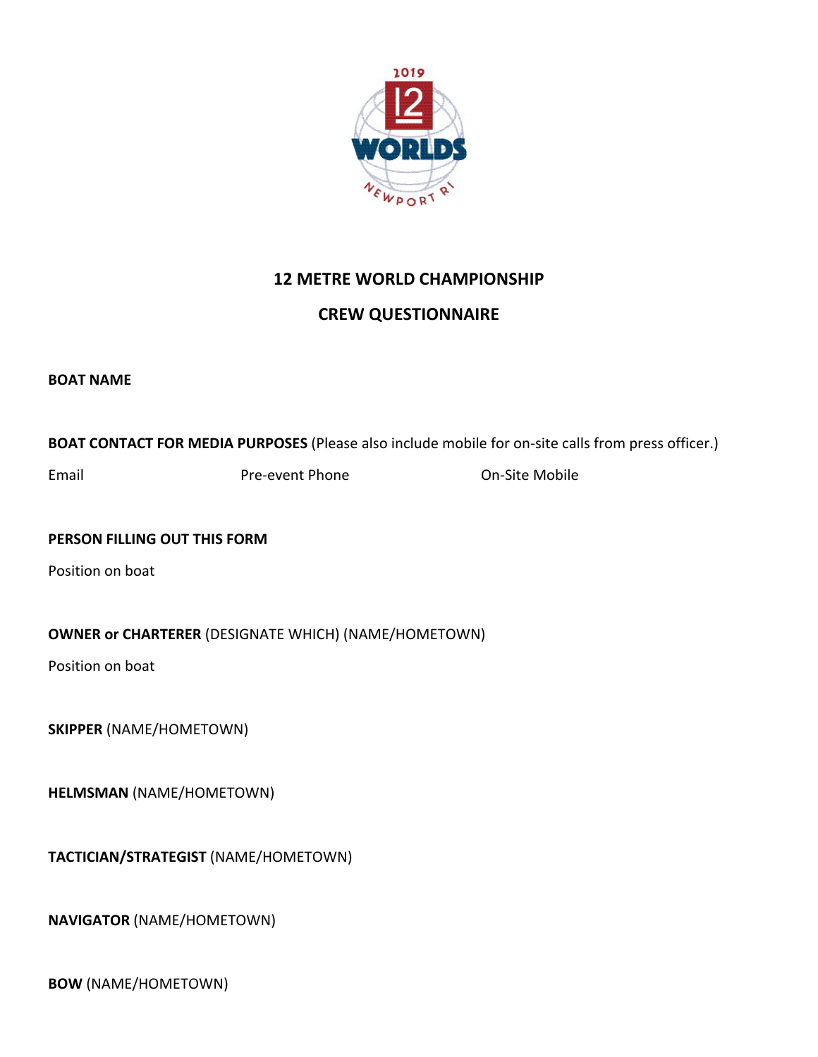2019 12 WORLDS NEWPORT RI

## 12 METRE WORLD CHAMPIONSHIP

## CREW QUESTIONNAIRE

**BOAT NAME**

**BOAT CONTACT FOR MEDIA PURPOSES** (Please also include mobile for on-site calls from press officer.)

Email Pre-event Phone On-Site Mobile

**PERSON FILLING OUT THIS FORM**

Position on boat

**OWNER or CHARTERER** (DESIGNATE WHICH) (NAME/HOMETOWN)

Position on boat

**SKIPPER** (NAME/HOMETOWN)

**HELMSMAN** (NAME/HOMETOWN)

**TACTICIAN/STRATEGIST** (NAME/HOMETOWN)

**NAVIGATOR** (NAME/HOMETOWN)

**BOW** (NAME/HOMETOWN)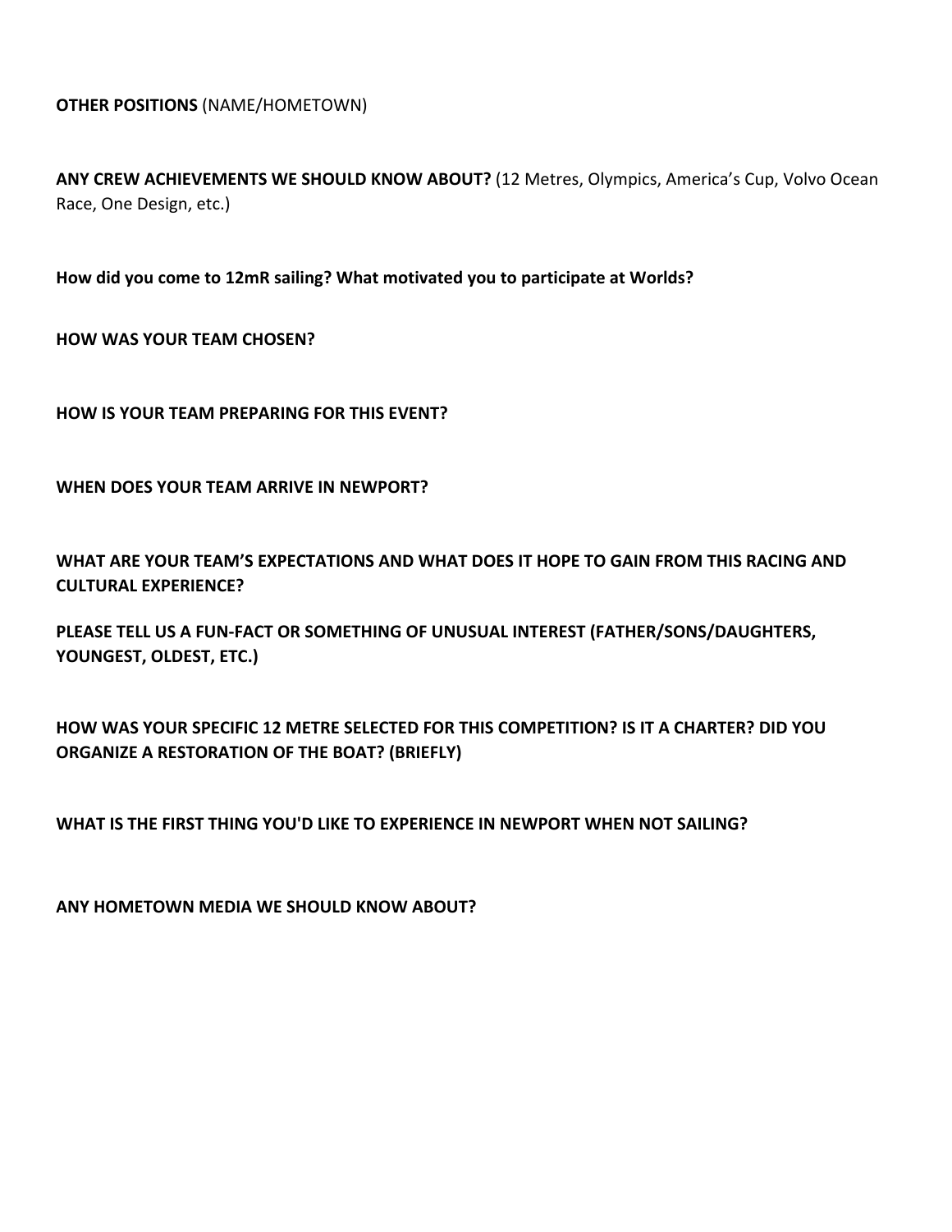**OTHER POSITIONS** (NAME/HOMETOWN)

**ANY CREW ACHIEVEMENTS WE SHOULD KNOW ABOUT?** (12 Metres, Olympics, America's Cup, Volvo Ocean Race, One Design, etc.)

**How did you come to 12mR sailing? What motivated you to participate at Worlds?**

**HOW WAS YOUR TEAM CHOSEN?**

**HOW IS YOUR TEAM PREPARING FOR THIS EVENT?**

**WHEN DOES YOUR TEAM ARRIVE IN NEWPORT?**

**WHAT ARE YOUR TEAM'S EXPECTATIONS AND WHAT DOES IT HOPE TO GAIN FROM THIS RACING AND CULTURAL EXPERIENCE?**

**PLEASE TELL US A FUN-FACT OR SOMETHING OF UNUSUAL INTEREST (FATHER/SONS/DAUGHTERS, YOUNGEST, OLDEST, ETC.)**

**HOW WAS YOUR SPECIFIC 12 METRE SELECTED FOR THIS COMPETITION? IS IT A CHARTER? DID YOU ORGANIZE A RESTORATION OF THE BOAT? (BRIEFLY)**

**WHAT IS THE FIRST THING YOU'D LIKE TO EXPERIENCE IN NEWPORT WHEN NOT SAILING?**

**ANY HOMETOWN MEDIA WE SHOULD KNOW ABOUT?**